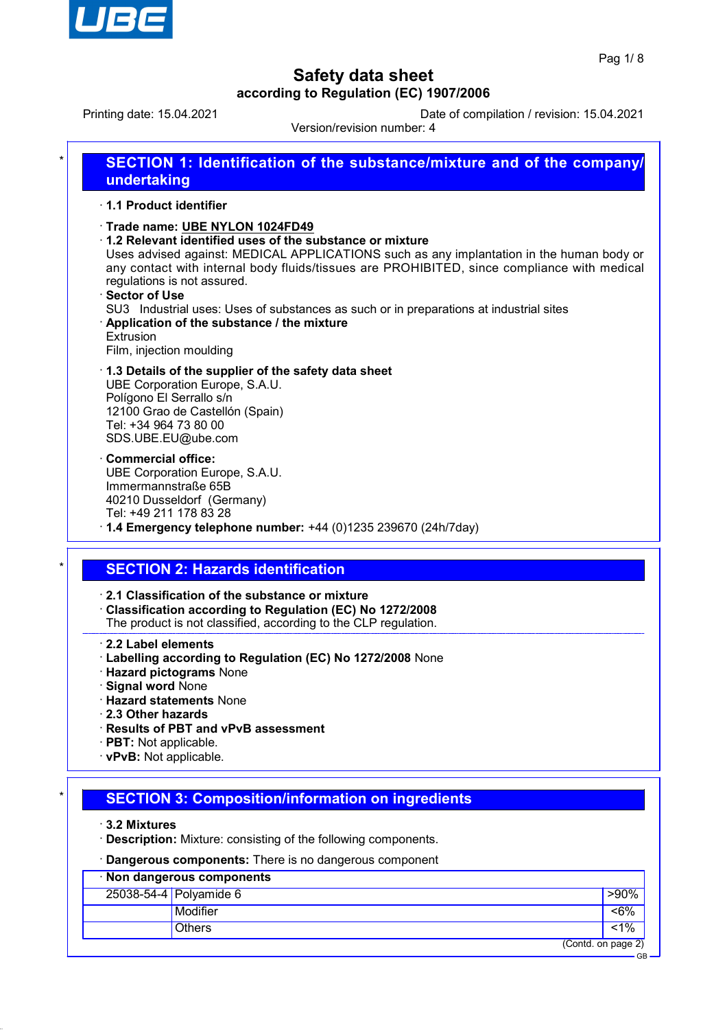# Safety data sheet

**according to Regulation (EC) 1907/2006**

Printing date: 15.04.2021 Date of compilation / revision: 15.04.2021

Version/revision number: 4

## SECTION 1: Identification of the substance/mixture and of the company/undertaking

· **1.1 Product identifier**

· **Trade name: UBE NYLON 1024FD49**

· **1.2 Relevant identified uses of the substance or mixture**

Uses advised against: MEDICAL APPLICATIONS such as any implantation in the human body or any contact with internal body fluids/tissues are PROHIBITED, since compliance with medical regulations is not assured.

· **Sector of Use**

SU3 Industrial uses: Uses of substances as such or in preparations at industrial sites

· **Application of the substance / the mixture**

Extrusion

Film, injection moulding

· **1.3 Details of the supplier of the safety data sheet**

UBE Corporation Europe, S.A.U.
Polígono El Serrallo s/n
12100 Grao de Castellón (Spain)
Tel: +34 964 73 80 00
SDS.UBE.EU@ube.com

· **Commercial office:**

UBE Corporation Europe, S.A.U.
Immermannstraße 65B
40210 Dusseldorf (Germany)
Tel: +49 211 178 83 28

· **1.4 Emergency telephone number:** +44 (0)1235 239670 (24h/7day)

## SECTION 2: Hazards identification

· **2.1 Classification of the substance or mixture**

· **Classification according to Regulation (EC) No 1272/2008**

The product is not classified, according to the CLP regulation.

· **2.2 Label elements**

· **Labelling according to Regulation (EC) No 1272/2008** None

· **Hazard pictograms** None

· **Signal word** None

· **Hazard statements** None

· **2.3 Other hazards**

· **Results of PBT and vPvB assessment**

· **PBT:** Not applicable.

· **vPvB:** Not applicable.

## SECTION 3: Composition/information on ingredients

· **3.2 Mixtures**

· **Description:** Mixture: consisting of the following components.

· **Dangerous components:** There is no dangerous component

| · Non dangerous components | | |
|---|---|---|
| 25038-54-4 | Polyamide 6 | >90% |
| | Modifier | <6% |
| | Others | <1% |

(Contd. on page 2)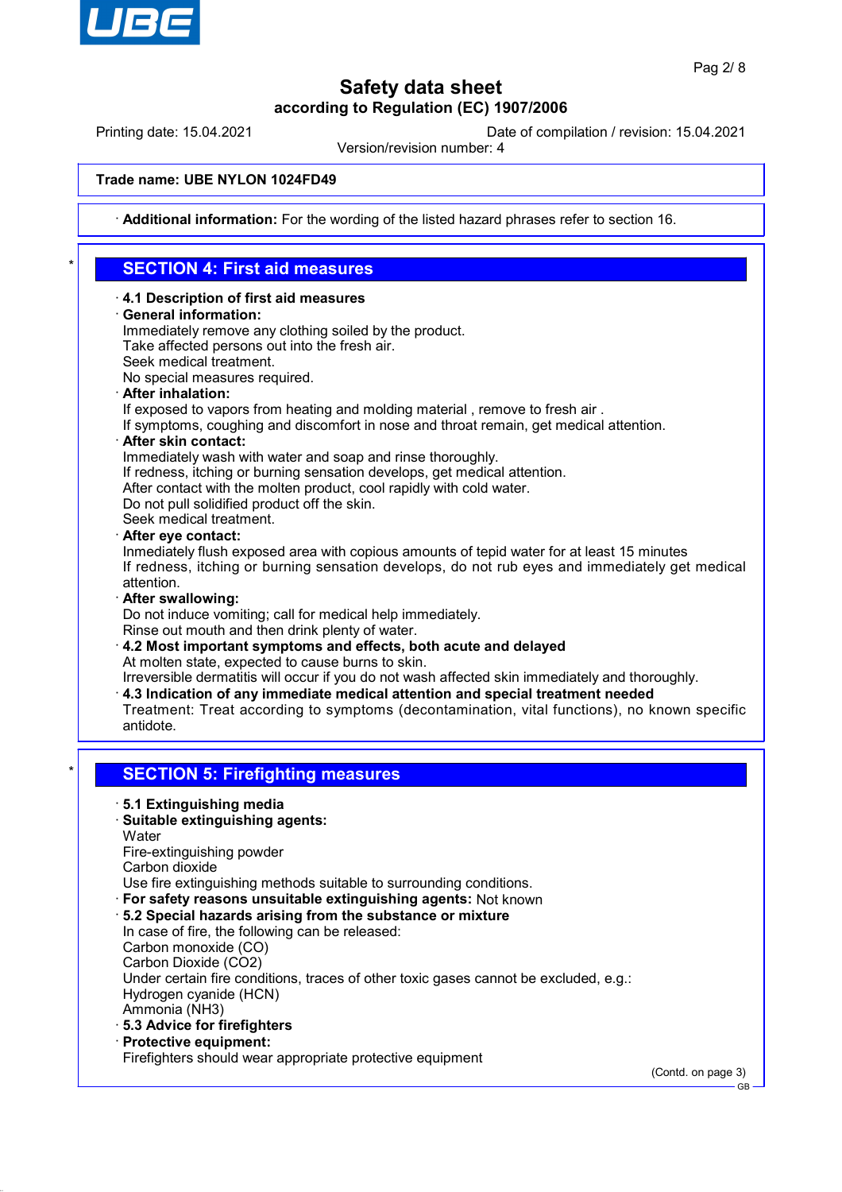**Trade name: UBE NYLON 1024FD49**

· **Additional information:** For the wording of the listed hazard phrases refer to section 16.

## SECTION 4: First aid measures

· **4.1 Description of first aid measures**
· **General information:**
Immediately remove any clothing soiled by the product.
Take affected persons out into the fresh air.
Seek medical treatment.
No special measures required.
· **After inhalation:**
If exposed to vapors from heating and molding material , remove to fresh air .
If symptoms, coughing and discomfort in nose and throat remain, get medical attention.
· **After skin contact:**
Immediately wash with water and soap and rinse thoroughly.
If redness, itching or burning sensation develops, get medical attention.
After contact with the molten product, cool rapidly with cold water.
Do not pull solidified product off the skin.
Seek medical treatment.
· **After eye contact:**
Inmediately flush exposed area with copious amounts of tepid water for at least 15 minutes
If redness, itching or burning sensation develops, do not rub eyes and immediately get medical attention.
· **After swallowing:**
Do not induce vomiting; call for medical help immediately.
Rinse out mouth and then drink plenty of water.
· **4.2 Most important symptoms and effects, both acute and delayed**
At molten state, expected to cause burns to skin.
Irreversible dermatitis will occur if you do not wash affected skin immediately and thoroughly.
· **4.3 Indication of any immediate medical attention and special treatment needed**
Treatment: Treat according to symptoms (decontamination, vital functions), no known specific antidote.

## SECTION 5: Firefighting measures

· **5.1 Extinguishing media**
· **Suitable extinguishing agents:**
Water
Fire-extinguishing powder
Carbon dioxide
Use fire extinguishing methods suitable to surrounding conditions.
· **For safety reasons unsuitable extinguishing agents:** Not known
· **5.2 Special hazards arising from the substance or mixture**
In case of fire, the following can be released:
Carbon monoxide (CO)
Carbon Dioxide ($CO_2$)
Under certain fire conditions, traces of other toxic gases cannot be excluded, e.g.:
Hydrogen cyanide (HCN)
Ammonia ($NH_3$)
· **5.3 Advice for firefighters**
· **Protective equipment:**
Firefighters should wear appropriate protective equipment

(Contd. on page 3)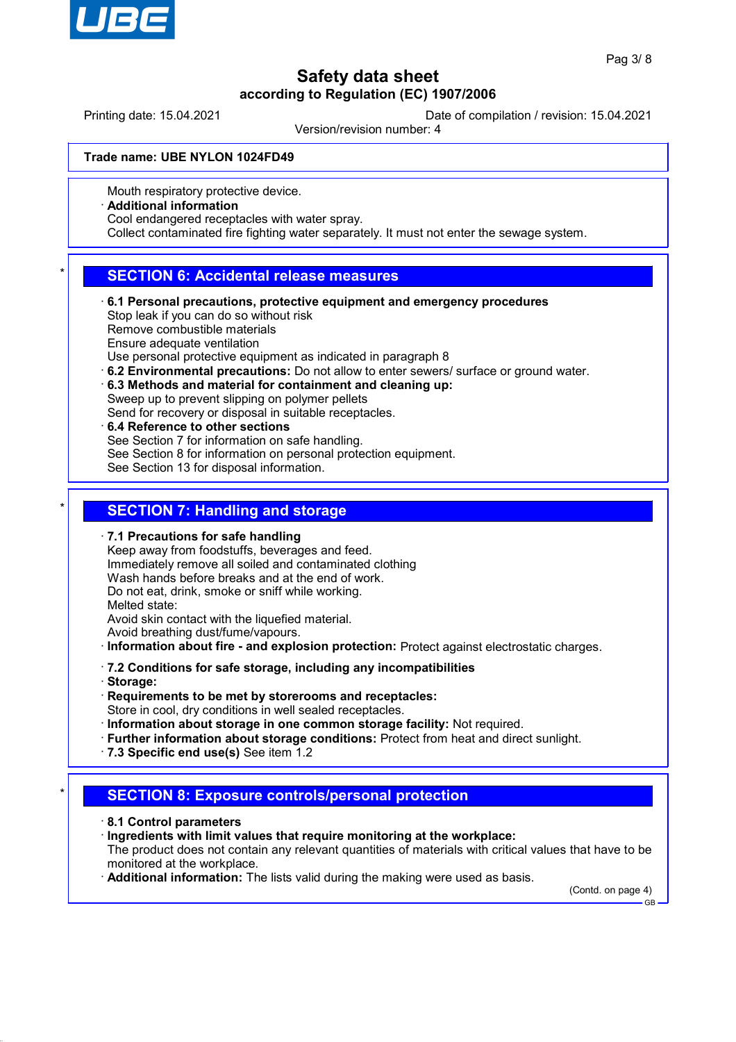**Trade name: UBE NYLON 1024FD49**

Mouth respiratory protective device.

· **Additional information**
Cool endangered receptacles with water spray.
Collect contaminated fire fighting water separately. It must not enter the sewage system.

## SECTION 6: Accidental release measures

· **6.1 Personal precautions, protective equipment and emergency procedures**
Stop leak if you can do so without risk
Remove combustible materials
Ensure adequate ventilation
Use personal protective equipment as indicated in paragraph 8

· **6.2 Environmental precautions:** Do not allow to enter sewers/ surface or ground water.

· **6.3 Methods and material for containment and cleaning up:**
Sweep up to prevent slipping on polymer pellets
Send for recovery or disposal in suitable receptacles.

· **6.4 Reference to other sections**
See Section 7 for information on safe handling.
See Section 8 for information on personal protection equipment.
See Section 13 for disposal information.

## SECTION 7: Handling and storage

· **7.1 Precautions for safe handling**
Keep away from foodstuffs, beverages and feed.
Immediately remove all soiled and contaminated clothing
Wash hands before breaks and at the end of work.
Do not eat, drink, smoke or sniff while working.
Melted state:
Avoid skin contact with the liquefied material.
Avoid breathing dust/fume/vapours.

· **Information about fire - and explosion protection:** Protect against electrostatic charges.

· **7.2 Conditions for safe storage, including any incompatibilities**

· **Storage:**

· **Requirements to be met by storerooms and receptacles:**
Store in cool, dry conditions in well sealed receptacles.

· **Information about storage in one common storage facility:** Not required.

· **Further information about storage conditions:** Protect from heat and direct sunlight.

· **7.3 Specific end use(s)** See item 1.2

## SECTION 8: Exposure controls/personal protection

· **8.1 Control parameters**

· **Ingredients with limit values that require monitoring at the workplace:**
The product does not contain any relevant quantities of materials with critical values that have to be monitored at the workplace.

· **Additional information:** The lists valid during the making were used as basis.

(Contd. on page 4)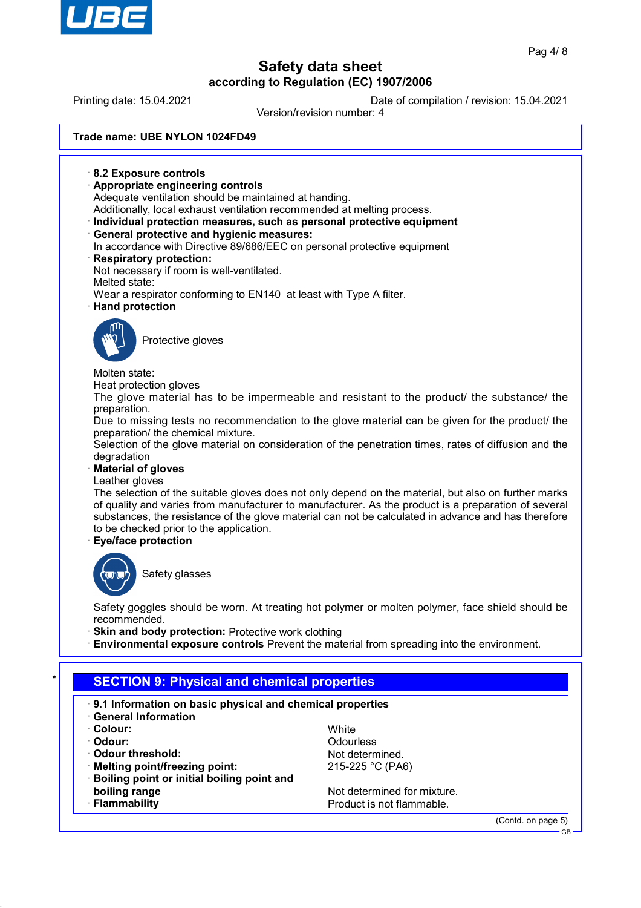**Trade name: UBE NYLON 1024FD49**

· **8.2 Exposure controls**

· **Appropriate engineering controls**
Adequate ventilation should be maintained at handing.
Additionally, local exhaust ventilation recommended at melting process.

· **Individual protection measures, such as personal protective equipment**

· **General protective and hygienic measures:**
In accordance with Directive 89/686/EEC on personal protective equipment

· **Respiratory protection:**
Not necessary if room is well-ventilated.
Melted state:
Wear a respirator conforming to EN140 at least with Type A filter.

· **Hand protection**

Protective gloves

Molten state:
Heat protection gloves
The glove material has to be impermeable and resistant to the product/ the substance/ the preparation.
Due to missing tests no recommendation to the glove material can be given for the product/ the preparation/ the chemical mixture.
Selection of the glove material on consideration of the penetration times, rates of diffusion and the degradation

· **Material of gloves**
Leather gloves
The selection of the suitable gloves does not only depend on the material, but also on further marks of quality and varies from manufacturer to manufacturer. As the product is a preparation of several substances, the resistance of the glove material can not be calculated in advance and has therefore to be checked prior to the application.

· **Eye/face protection**

Safety glasses

Safety goggles should be worn. At treating hot polymer or molten polymer, face shield should be recommended.

· **Skin and body protection:** Protective work clothing

· **Environmental exposure controls** Prevent the material from spreading into the environment.

## SECTION 9: Physical and chemical properties

· **9.1 Information on basic physical and chemical properties**

· **General Information**

| | |
|---|---|
| · **Colour:** | White |
| · **Odour:** | Odourless |
| · **Odour threshold:** | Not determined. |
| · **Melting point/freezing point:** | 215-225 °C (PA6) |
| · **Boiling point or initial boiling point and boiling range** | Not determined for mixture. |
| · **Flammability** | Product is not flammable. |

(Contd. on page 5)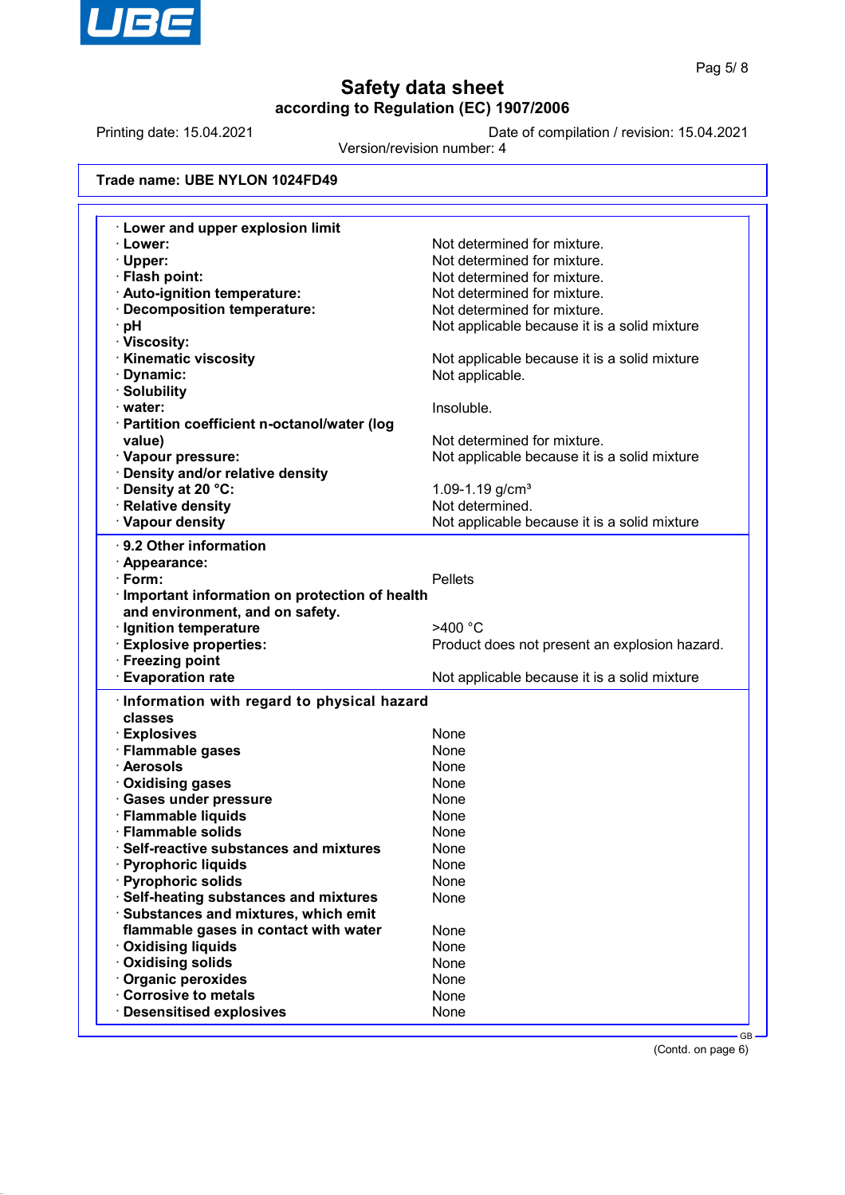# Safety data sheet

**according to Regulation (EC) 1907/2006**

Printing date: 15.04.2021 | Date of compilation / revision: 15.04.2021

Version/revision number: 4

**Trade name: UBE NYLON 1024FD49**

| | |
|---|---|
| · **Lower and upper explosion limit** | |
| · **Lower:** | Not determined for mixture. |
| · **Upper:** | Not determined for mixture. |
| · **Flash point:** | Not determined for mixture. |
| · **Auto-ignition temperature:** | Not determined for mixture. |
| · **Decomposition temperature:** | Not determined for mixture. |
| · **pH** | Not applicable because it is a solid mixture |
| · **Viscosity:** | |
| · **Kinematic viscosity** | Not applicable because it is a solid mixture |
| · **Dynamic:** | Not applicable. |
| · **Solubility** | |
| · **water:** | Insoluble. |
| · **Partition coefficient n-octanol/water (log value)** | Not determined for mixture. |
| · **Vapour pressure:** | Not applicable because it is a solid mixture |
| · **Density and/or relative density** | |
| · **Density at 20 °C:** | 1.09-1.19 g/cm³ |
| · **Relative density** | Not determined. |
| · **Vapour density** | Not applicable because it is a solid mixture |

| | |
|---|---|
| · **9.2 Other information** | |
| · **Appearance:** | |
| · **Form:** | Pellets |
| · **Important information on protection of health and environment, and on safety.** | |
| · **Ignition temperature** | >400 °C |
| · **Explosive properties:** | Product does not present an explosion hazard. |
| · **Freezing point** | |
| · **Evaporation rate** | Not applicable because it is a solid mixture |

| | |
|---|---|
| · **Information with regard to physical hazard classes** | |
| · **Explosives** | None |
| · **Flammable gases** | None |
| · **Aerosols** | None |
| · **Oxidising gases** | None |
| · **Gases under pressure** | None |
| · **Flammable liquids** | None |
| · **Flammable solids** | None |
| · **Self-reactive substances and mixtures** | None |
| · **Pyrophoric liquids** | None |
| · **Pyrophoric solids** | None |
| · **Self-heating substances and mixtures** | None |
| · **Substances and mixtures, which emit flammable gases in contact with water** | None |
| · **Oxidising liquids** | None |
| · **Oxidising solids** | None |
| · **Organic peroxides** | None |
| · **Corrosive to metals** | None |
| · **Desensitised explosives** | None |

(Contd. on page 6)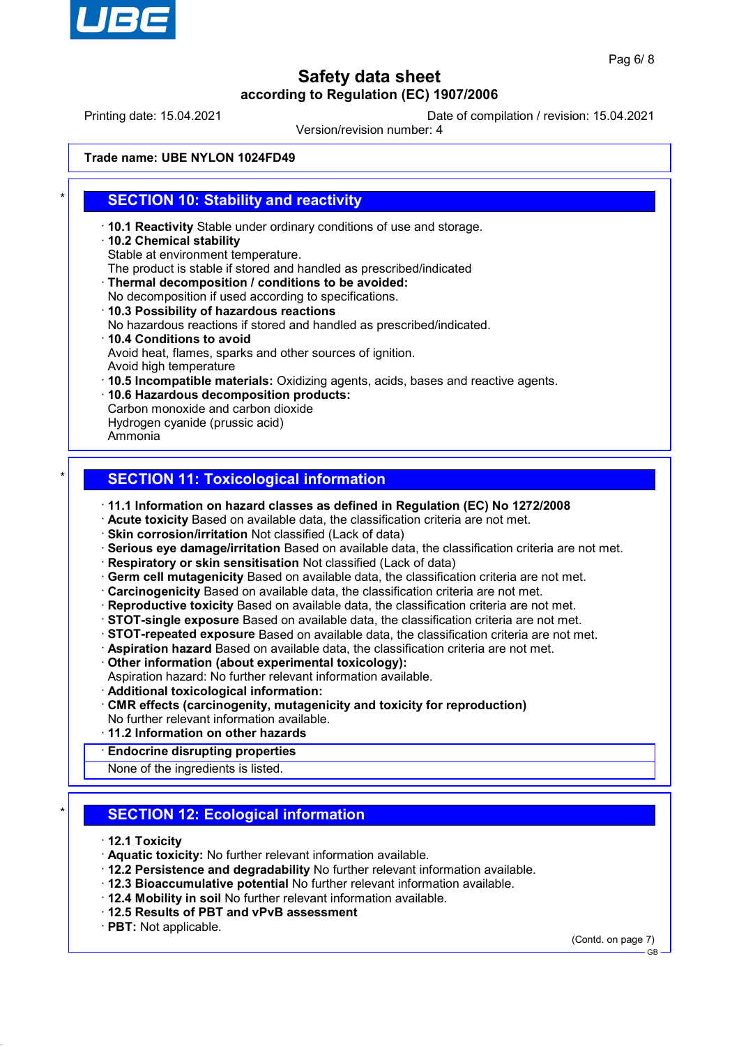**Trade name: UBE NYLON 1024FD49**

## SECTION 10: Stability and reactivity

- **10.1 Reactivity** Stable under ordinary conditions of use and storage.
- **10.2 Chemical stability**
  Stable at environment temperature.
  The product is stable if stored and handled as prescribed/indicated
- **Thermal decomposition / conditions to be avoided:**
  No decomposition if used according to specifications.
- **10.3 Possibility of hazardous reactions**
  No hazardous reactions if stored and handled as prescribed/indicated.
- **10.4 Conditions to avoid**
  Avoid heat, flames, sparks and other sources of ignition.
  Avoid high temperature
- **10.5 Incompatible materials:** Oxidizing agents, acids, bases and reactive agents.
- **10.6 Hazardous decomposition products:**
  Carbon monoxide and carbon dioxide
  Hydrogen cyanide (prussic acid)
  Ammonia

## SECTION 11: Toxicological information

- **11.1 Information on hazard classes as defined in Regulation (EC) No 1272/2008**
- **Acute toxicity** Based on available data, the classification criteria are not met.
- **Skin corrosion/irritation** Not classified (Lack of data)
- **Serious eye damage/irritation** Based on available data, the classification criteria are not met.
- **Respiratory or skin sensitisation** Not classified (Lack of data)
- **Germ cell mutagenicity** Based on available data, the classification criteria are not met.
- **Carcinogenicity** Based on available data, the classification criteria are not met.
- **Reproductive toxicity** Based on available data, the classification criteria are not met.
- **STOT-single exposure** Based on available data, the classification criteria are not met.
- **STOT-repeated exposure** Based on available data, the classification criteria are not met.
- **Aspiration hazard** Based on available data, the classification criteria are not met.
- **Other information (about experimental toxicology):**
  Aspiration hazard: No further relevant information available.
- **Additional toxicological information:**
- **CMR effects (carcinogenity, mutagenicity and toxicity for reproduction)**
  No further relevant information available.
- **11.2 Information on other hazards**
- **Endocrine disrupting properties**
  None of the ingredients is listed.

## SECTION 12: Ecological information

- **12.1 Toxicity**
- **Aquatic toxicity:** No further relevant information available.
- **12.2 Persistence and degradability** No further relevant information available.
- **12.3 Bioaccumulative potential** No further relevant information available.
- **12.4 Mobility in soil** No further relevant information available.
- **12.5 Results of PBT and vPvB assessment**
- **PBT:** Not applicable.

(Contd. on page 7)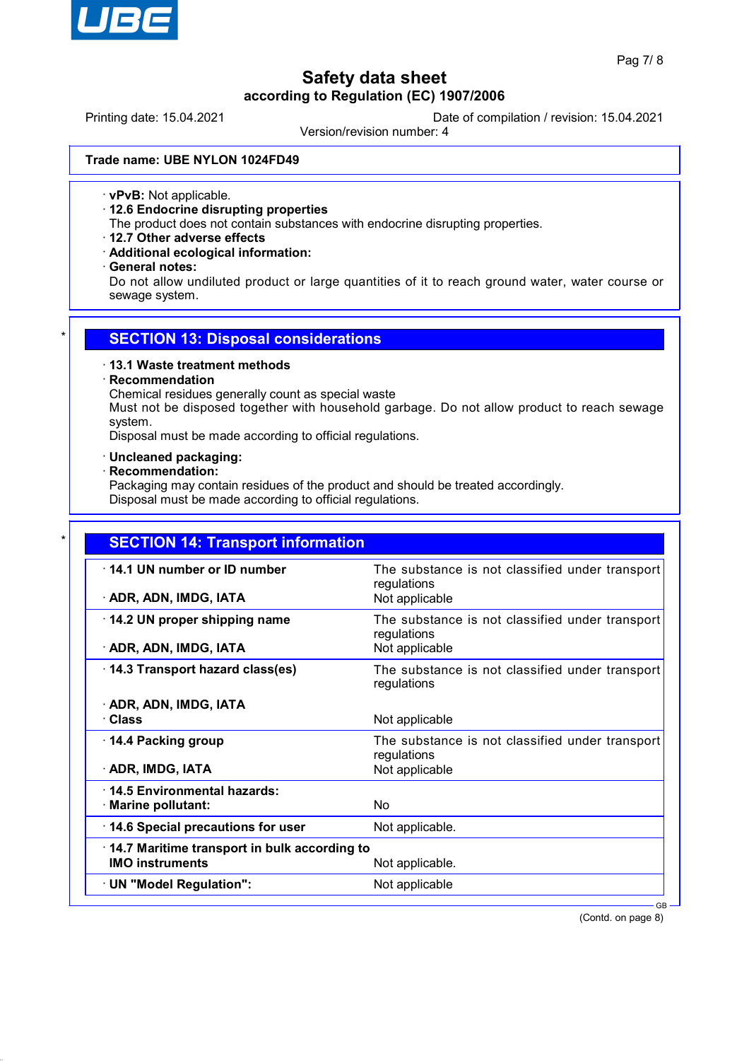Trade name: UBE NYLON 1024FD49

· **vPvB:** Not applicable.
· **12.6 Endocrine disrupting properties**
The product does not contain substances with endocrine disrupting properties.
· **12.7 Other adverse effects**
· **Additional ecological information:**
· **General notes:**
Do not allow undiluted product or large quantities of it to reach ground water, water course or sewage system.

## SECTION 13: Disposal considerations

· **13.1 Waste treatment methods**
· **Recommendation**
Chemical residues generally count as special waste
Must not be disposed together with household garbage. Do not allow product to reach sewage system.
Disposal must be made according to official regulations.

· **Uncleaned packaging:**
· **Recommendation:**
Packaging may contain residues of the product and should be treated accordingly.
Disposal must be made according to official regulations.

## SECTION 14: Transport information

| | |
|---|---|
| · **14.1 UN number or ID number** | The substance is not classified under transport regulations |
| · **ADR, ADN, IMDG, IATA** | Not applicable |
| · **14.2 UN proper shipping name** | The substance is not classified under transport regulations |
| · **ADR, ADN, IMDG, IATA** | Not applicable |
| · **14.3 Transport hazard class(es)** | The substance is not classified under transport regulations |
| · **ADR, ADN, IMDG, IATA** | |
| · **Class** | Not applicable |
| · **14.4 Packing group** | The substance is not classified under transport regulations |
| · **ADR, IMDG, IATA** | Not applicable |
| · **14.5 Environmental hazards:** | |
| · **Marine pollutant:** | No |
| · **14.6 Special precautions for user** | Not applicable. |
| · **14.7 Maritime transport in bulk according to IMO instruments** | Not applicable. |
| · **UN "Model Regulation":** | Not applicable |

(Contd. on page 8)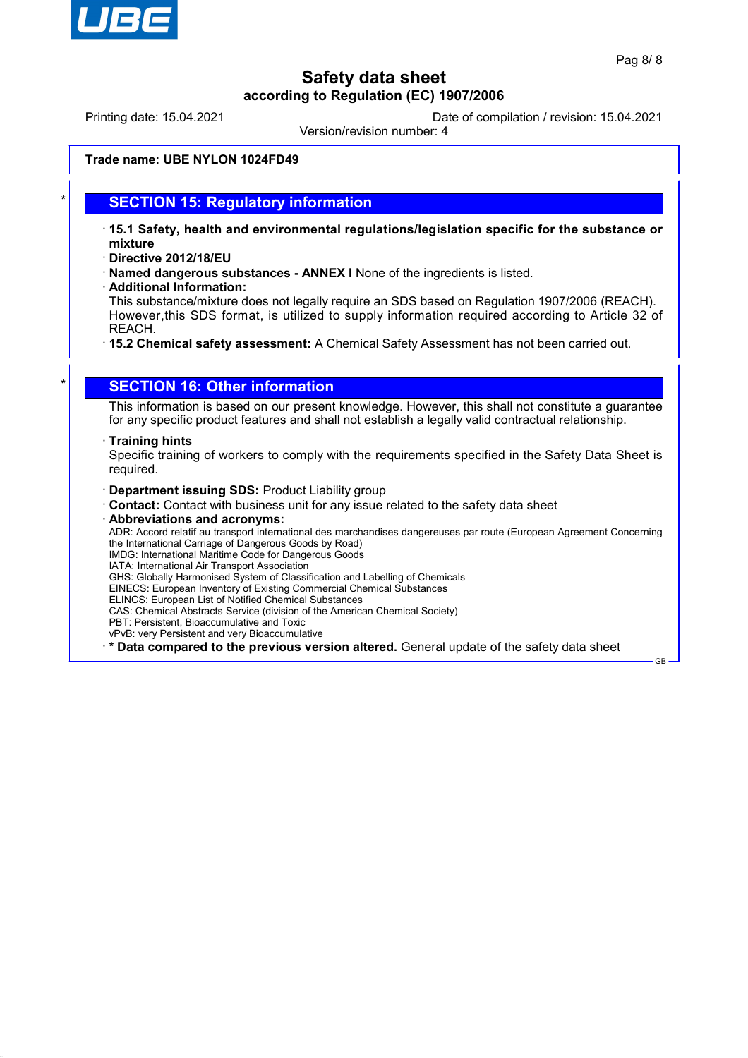Trade name: **UBE NYLON 1024FD49**

## SECTION 15: Regulatory information

- **15.1 Safety, health and environmental regulations/legislation specific for the substance or mixture**
- **Directive 2012/18/EU**
- **Named dangerous substances - ANNEX I** None of the ingredients is listed.
- **Additional Information:**
  This substance/mixture does not legally require an SDS based on Regulation 1907/2006 (REACH). However,this SDS format, is utilized to supply information required according to Article 32 of REACH.
- **15.2 Chemical safety assessment:** A Chemical Safety Assessment has not been carried out.

## SECTION 16: Other information

This information is based on our present knowledge. However, this shall not constitute a guarantee for any specific product features and shall not establish a legally valid contractual relationship.

- **Training hints**
  Specific training of workers to comply with the requirements specified in the Safety Data Sheet is required.
- **Department issuing SDS:** Product Liability group
- **Contact:** Contact with business unit for any issue related to the safety data sheet
- **Abbreviations and acronyms:**
  ADR: Accord relatif au transport international des marchandises dangereuses par route (European Agreement Concerning the International Carriage of Dangerous Goods by Road)
  IMDG: International Maritime Code for Dangerous Goods
  IATA: International Air Transport Association
  GHS: Globally Harmonised System of Classification and Labelling of Chemicals
  EINECS: European Inventory of Existing Commercial Chemical Substances
  ELINCS: European List of Notified Chemical Substances
  CAS: Chemical Abstracts Service (division of the American Chemical Society)
  PBT: Persistent, Bioaccumulative and Toxic
  vPvB: very Persistent and very Bioaccumulative
- **\* Data compared to the previous version altered.** General update of the safety data sheet